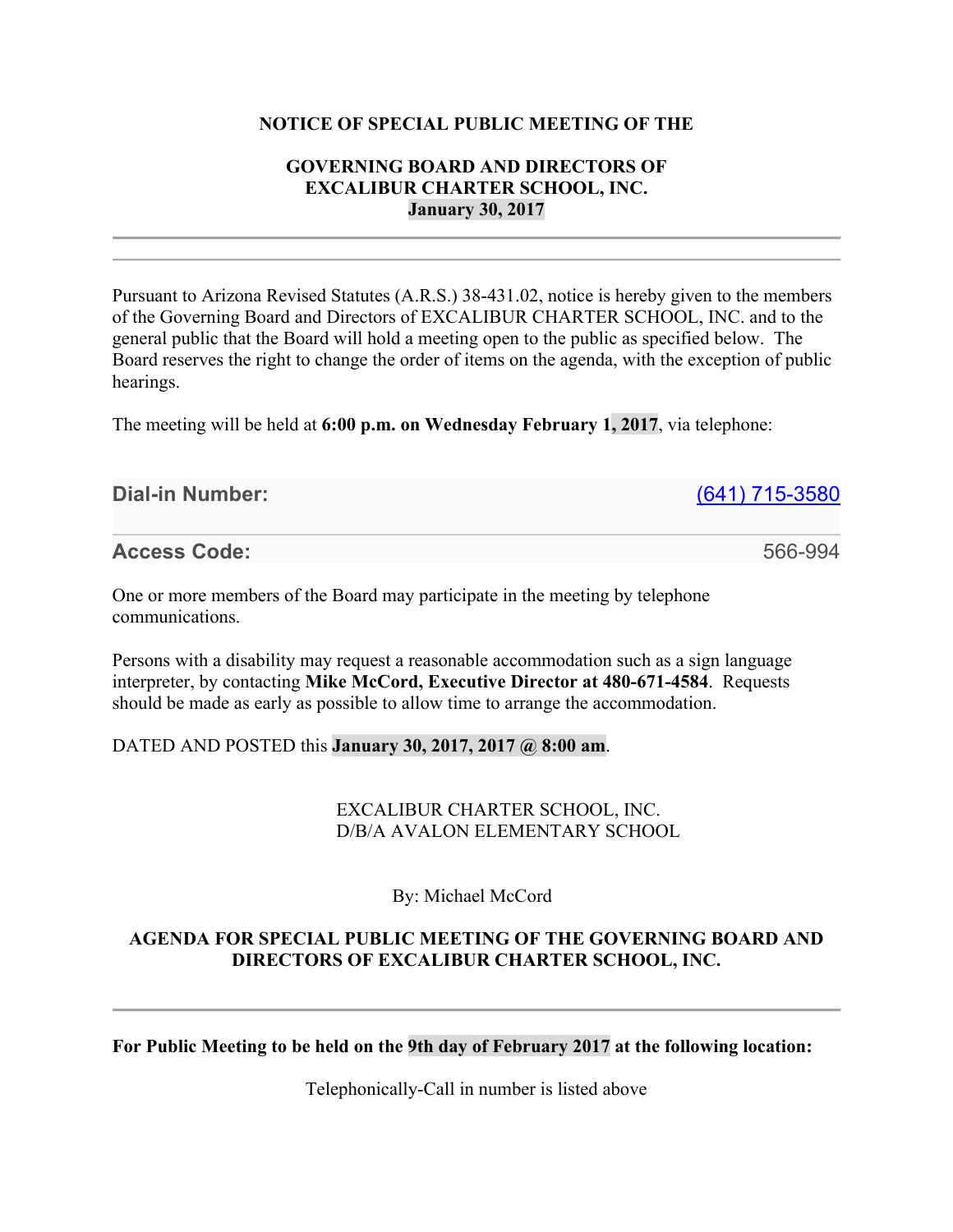**NOTICE OF SPECIAL PUBLIC MEETING OF THE**

**GOVERNING BOARD AND DIRECTORS OF**
**EXCALIBUR CHARTER SCHOOL, INC.**
**January 30, 2017**

---

Pursuant to Arizona Revised Statutes (A.R.S.) 38-431.02, notice is hereby given to the members of the Governing Board and Directors of EXCALIBUR CHARTER SCHOOL, INC. and to the general public that the Board will hold a meeting open to the public as specified below. The Board reserves the right to change the order of items on the agenda, with the exception of public hearings.

The meeting will be held at **6:00 p.m. on Wednesday February 1, 2017**, via telephone:

| | |
|---|---|
| **Dial-in Number:** | (641) 715-3580 |
| **Access Code:** | 566-994 |

One or more members of the Board may participate in the meeting by telephone communications.

Persons with a disability may request a reasonable accommodation such as a sign language interpreter, by contacting **Mike McCord, Executive Director at 480-671-4584**. Requests should be made as early as possible to allow time to arrange the accommodation.

DATED AND POSTED this **January 30, 2017, 2017 @ 8:00 am**.

EXCALIBUR CHARTER SCHOOL, INC.
D/B/A AVALON ELEMENTARY SCHOOL

By: Michael McCord

**AGENDA FOR SPECIAL PUBLIC MEETING OF THE GOVERNING BOARD AND DIRECTORS OF EXCALIBUR CHARTER SCHOOL, INC.**

---

**For Public Meeting to be held on the 9th day of February 2017 at the following location:**

Telephonically-Call in number is listed above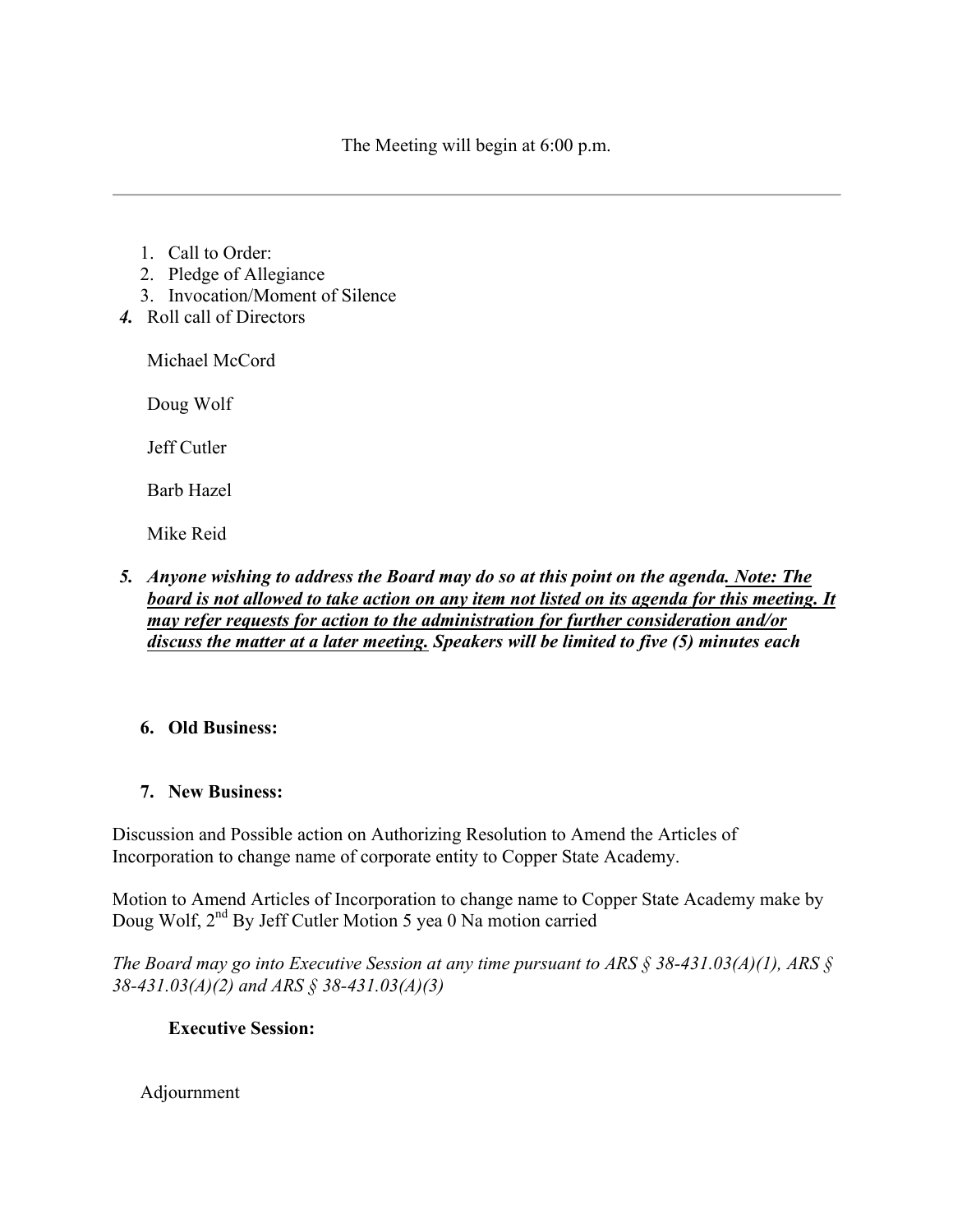The Meeting will begin at 6:00 p.m.

---

1. Call to Order:
2. Pledge of Allegiance
3. Invocation/Moment of Silence
4. Roll call of Directors

   Michael McCord

   Doug Wolf

   Jeff Cutler

   Barb Hazel

   Mike Reid

5. ***Anyone wishing to address the Board may do so at this point on the agenda. Note: The board is not allowed to take action on any item not listed on its agenda for this meeting. It may refer requests for action to the administration for further consideration and/or discuss the matter at a later meeting. Speakers will be limited to five (5) minutes each***

6. **Old Business:**

7. **New Business:**

Discussion and Possible action on Authorizing Resolution to Amend the Articles of Incorporation to change name of corporate entity to Copper State Academy.

Motion to Amend Articles of Incorporation to change name to Copper State Academy make by Doug Wolf, 2nd By Jeff Cutler Motion 5 yea 0 Na motion carried

*The Board may go into Executive Session at any time pursuant to ARS § 38-431.03(A)(1), ARS § 38-431.03(A)(2) and ARS § 38-431.03(A)(3)*

**Executive Session:**

Adjournment